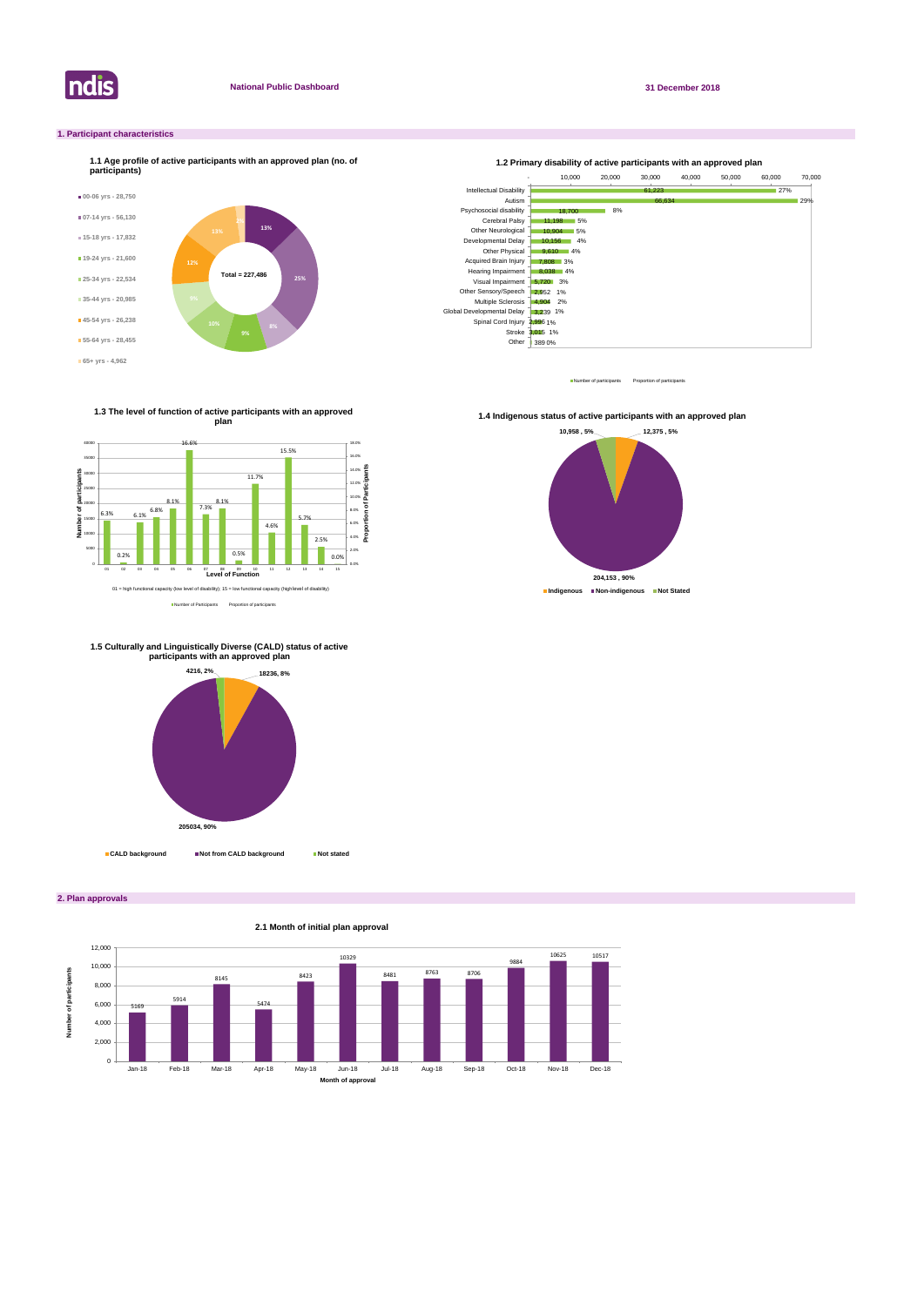ndis

National Public Dashboard

31 December 2018

## 1. Participant characteristics

### 1.1 Age profile of active participants with an approved plan (no. of participants)

00-06 yrs - 28,750
07-14 yrs - 56,130
15-18 yrs - 17,832
19-24 yrs - 21,600
25-34 yrs - 22,534
35-44 yrs - 20,985
45-54 yrs - 26,238
55-64 yrs - 28,455
65+ yrs - 4,962

Total = 227,486

13%
25%
8%
9%
10%
9%
12%
13%
2%

### 1.2 Primary disability of active participants with an approved plan

- 10,000 20,000 30,000 40,000 50,000 60,000 70,000

Intellectual Disability 61,223 27%
Autism 66,634 29%
Psychosocial disability 18,700 8%
Cerebral Palsy 11,198 5%
Other Neurological 10,904 5%
Developmental Delay 10,156 4%
Other Physical 9,610 4%
Acquired Brain Injury 7,808 3%
Hearing Impairment 8,038 4%
Visual Impairment 5,720 3%
Other Sensory/Speech 2,652 1%
Multiple Sclerosis 4,904 2%
Global Developmental Delay 3,239 1%
Spinal Cord Injury 2,896 1%
Stroke 3,015 1%
Other 389 0%

Number of participants Proportion of participants

### 1.3 The level of function of active participants with an approved plan

Number of participants
Proportion of Participants

6.3% 0.2% 6.1% 6.8% 8.1% 16.6% 7.3% 8.1% 0.5% 11.7% 4.6% 15.5% 5.7% 2.5% 0.0%

01 02 03 04 05 06 07 08 09 10 11 12 13 14 15

Level of Function

01 = high functional capacity (low level of disability); 15 = low functional capacity (high level of disability)

Number of Participants Proportion of participants

### 1.4 Indigenous status of active participants with an approved plan

10,958 , 5%
12,375 , 5%
204,153 , 90%

Indigenous Non-indigenous Not Stated

### 1.5 Culturally and Linguistically Diverse (CALD) status of active participants with an approved plan

4216, 2%
18236, 8%
205034, 90%

CALD background Not from CALD background Not stated

## 2. Plan approvals

### 2.1 Month of initial plan approval

Number of participants

Jan-18 5169
Feb-18 5914
Mar-18 8145
Apr-18 5474
May-18 8423
Jun-18 10329
Jul-18 8481
Aug-18 8763
Sep-18 8706
Oct-18 9884
Nov-18 10625
Dec-18 10517

Month of approval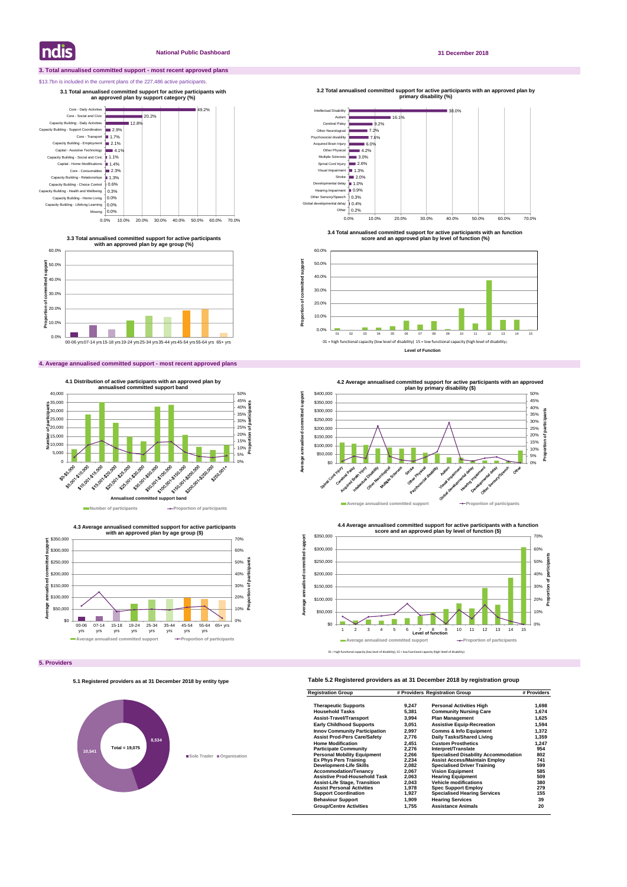## 3. Total annualised committed support - most recent approved plans

$13.7bn is included in the current plans of the 227,486 active participants.

**3.1 Total annualised committed support for active participants with an approved plan by support category (%)**

Core - Daily Activities 49.2%
Core - Social and Civic 20.2%
Capacity Building - Daily Activities 12.8%
Capacity Building - Support Coordination 2.9%
Core - Transport 1.7%
Capacity Building - Employment 2.1%
Capital - Assistive Technology 4.1%
Capacity Building - Social and Civic 1.1%
Capital - Home Modifications 1.4%
Core - Consumables 2.3%
Capacity Building - Relationships 1.3%
Capacity Building - Choice Control 0.6%
Capacity Building - Health and Wellbeing 0.3%
Capacity Building - Home Living 0.0%
Capacity Building - Lifelong Learning 0.0%
Missing 0.0%

0.0% 10.0% 20.0% 30.0% 40.0% 50.0% 60.0% 70.0%

**3.2 Total annualised committed support for active participants with an approved plan by primary disability (%)**

Intellectual Disability 38.0%
Autism 16.1%
Cerebral Palsy 9.2%
Other Neurological 7.2%
Psychosocial disability 7.6%
Acquired Brain Injury 6.0%
Other Physical 4.2%
Multiple Sclerosis 3.0%
Spinal Cord Injury 2.6%
Visual Impairment 1.3%
Stroke 2.0%
Developmental delay 1.0%
Hearing Impairment 0.9%
Other Sensory/Speech 0.3%
Global developmental delay 0.4%
Other 0.2%

0.0% 10.0% 20.0% 30.0% 40.0% 50.0% 60.0% 70.0%

**3.3 Total annualised committed support for active participants with an approved plan by age group (%)**

Proportion of committed support

0.0% 10.0% 20.0% 30.0% 40.0% 50.0% 60.0%

00-06 yrs 07-14 yrs 15-18 yrs 19-24 yrs 25-34 yrs 35-44 yrs 45-54 yrs 55-64 yrs 65+ yrs

**3.4 Total annualised committed support for active participants with an function score and an approved plan by level of function (%)**

Proportion of committed support

0.0% 10.0% 20.0% 30.0% 40.0% 50.0% 60.0%

01 02 03 04 05 06 07 08 09 10 11 12 13 14 15

01 = high functional capacity (low level of disability) 15 = low functional capacity (high level of disability)

Level of Function

## 4. Average annualised committed support - most recent approved plans

**4.1 Distribution of active participants with an approved plan by annualised committed support band**

Number of participants

Proportion of participants

0 5,000 10,000 15,000 20,000 25,000 30,000 35,000 40,000

0% 5% 10% 15% 20% 25% 30% 35% 40% 45% 50%

$0-$5,000 $5,001-$10,000 $10,001-$15,000 $15,001-$20,000 $20,001-$25,000 $25,001-$30,000 $30,001-$50,000 $50,001-$100,000 $100,001-$150,000 $150,001-$200,000 $200,001-$250,000 $250,001+

Annualised committed support band

Number of participants — Proportion of participants

**4.2 Average annualised committed support for active participants with an approved plan by primary disability ($)**

Average annualised committed support

Proportion of participants

$0 $50,000 $100,000 $150,000 $200,000 $250,000 $300,000 $350,000 $400,000

0% 5% 10% 15% 20% 25% 30% 35% 40% 45% 50%

Spinal Cord Injury, Cerebral Palsy, Acquired Brain Injury, Intellectual Disability, Other Neurological, Multiple Sclerosis, Stroke, Other Physical, Psychosocial disability, Autism, Visual Impairment, Global developmental delay, Hearing Impairment, Developmental delay, Other Sensory/Speech, Other

Average annualised committed support — Proportion of participants

**4.3 Average annualised committed support for active participants with an approved plan by age group ($)**

Average annualised committed support

Proportion of participants

$0 $50,000 $100,000 $150,000 $200,000 $250,000 $300,000 $350,000

0% 10% 20% 30% 40% 50% 60% 70%

00-06 yrs 07-14 yrs 15-18 yrs 19-24 yrs 25-34 yrs 35-44 yrs 45-54 yrs 55-64 yrs 65+ yrs

Average annualised committed support — Proportion of participants

**4.4 Average annualised committed support for active participants with a function score and an approved plan by level of function ($)**

Average annualised committed support

Proportion of participants

$0 $50,000 $100,000 $150,000 $200,000 $250,000 $300,000 $350,000

0% 10% 20% 30% 40% 50% 60% 70%

1 2 3 4 5 6 7 8 9 10 11 12 13 14 15

Level of function

Average annualised committed support — Proportion of participants

01 = high functional capacity (low level of disability); 15 = low functional capacity (high level of disability)

## 5. Providers

**5.1 Registered providers as at 31 December 2018 by entity type**

Total = 19,075

10,541
8,534

Sole Trader  Organisation

**Table 5.2 Registered providers as at 31 December 2018 by registration group**

| Registration Group | # Providers | Registration Group | # Providers |
|---|---|---|---|
| Therapeutic Supports | 9,247 | Personal Activities High | 1,698 |
| Household Tasks | 5,381 | Community Nursing Care | 1,674 |
| Assist-Travel/Transport | 3,994 | Plan Management | 1,625 |
| Early Childhood Supports | 3,051 | Assistive Equip-Recreation | 1,594 |
| Innov Community Participation | 2,997 | Comms & Info Equipment | 1,372 |
| Assist Prod-Pers Care/Safety | 2,776 | Daily Tasks/Shared Living | 1,359 |
| Home Modification | 2,451 | Custom Prosthetics | 1,247 |
| Participate Community | 2,276 | Interpret/Translate | 954 |
| Personal Mobility Equipment | 2,266 | Specialised Disability Accommodation | 802 |
| Ex Phys Pers Training | 2,234 | Assist Access/Maintain Employ | 741 |
| Development-Life Skills | 2,082 | Specialised Driver Training | 599 |
| Accommodation/Tenancy | 2,067 | Vision Equipment | 585 |
| Assistive Prod-Household Task | 2,063 | Hearing Equipment | 509 |
| Assist-Life Stage, Transition | 2,043 | Vehicle modifications | 380 |
| Assist Personal Activities | 1,978 | Spec Support Employ | 279 |
| Support Coordination | 1,927 | Specialised Hearing Services | 155 |
| Behaviour Support | 1,909 | Hearing Services | 39 |
| Group/Centre Activities | 1,755 | Assistance Animals | 20 |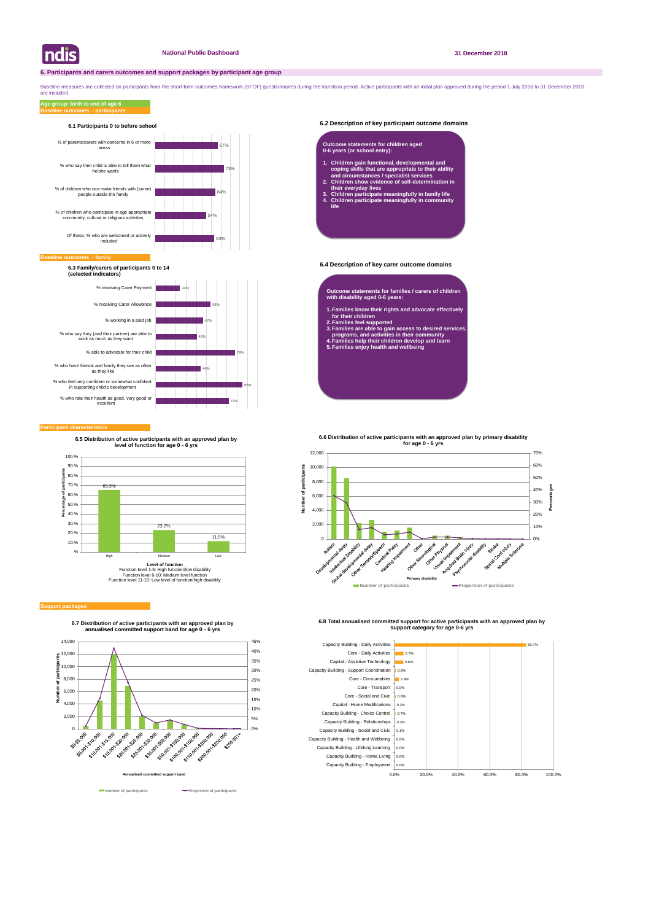National Public Dashboard

31 December 2018

## 6. Participants and carers outcomes and support packages by participant age group

Baseline measures are collected on participants from the short-form outcomes framework (SFOF) questionnaires during the transition period. Active participants with an initial plan approved during the period 1 July 2016 to 31 December 2018 are included.

**Age group: birth to end of age 6**

**Baseline outcomes - participants**

### 6.1 Participants 0 to before school

% of parents/carers with concerns in 6 or more areas 67%

% who say their child is able to tell them what he/she wants 73%

% of children who can make friends with (some) people outside the family 64%

% of children who participate in age appropriate community, cultural or religious activities 54%

Of these, % who are welcomed or actively included 63%

### 6.2 Description of key participant outcome domains

**Outcome statements for children aged 0-6 years (or school entry):**

1. Children gain functional, developmental and coping skills that are appropriate to their ability and circumstances / specialist services
2. Children show evidence of self-determination in their everyday lives
3. Children participate meaningfully in family life
4. Children participate meaningfully in community life

**Baseline outcomes - family**

### 6.3 Family/carers of participants 0 to 14 (selected indicators)

% receiving Carer Payment 24%

% receiving Carer Allowance 54%

% working in a paid job 47%

% who say they (and their partner) are able to work as much as they want 40%

% able to advocate for their child 78%

% who have friends and family they see as often as they like 44%

% who feel very confident or somewhat confident in supporting child's development 85%

% who rate their health as good, very good or excellent 72%

### 6.4 Description of key carer outcome domains

**Outcome statements for families / carers of children with disability aged 0-6 years:**

1. Families know their rights and advocate effectively for their children
2. Families feel supported
3. Families are able to gain access to desired services, programs, and activities in their community
4. Families help their children develop and learn
5. Families enjoy health and wellbeing

**Participant characteristics**

### 6.5 Distribution of active participants with an approved plan by level of function for age 0 - 6 yrs

Percentage of participants

100.%, 90.%, 80.%, 70.%, 60.%, 50.%, 40.%, 30.%, 20.%, 10.%, .%

High 65.3%

Medium 23.2%

Low 11.5%

Level of function
Function level 1-5: High function/low disability
Function level 6-10: Medium level function
Function level 11-15: Low level of function/high disability

### 6.6 Distribution of active participants with an approved plan by primary disability for age 0 - 6 yrs

Number of participants: 0, 2,000, 4,000, 6,000, 8,000, 10,000, 12,000

Percentages: 0%, 10%, 20%, 30%, 40%, 50%, 60%, 70%

Autism, Developmental delay, Intellectual Disability, Global developmental delay, Other Sensory/Speech, Cerebral Palsy, Hearing Impairment, Other, Other Neurological, Other Physical, Visual Impairment, Acquired Brain Injury, Psychosocial disability, Stroke, Spinal Cord Injury, Multiple Sclerosis

Primary disability

Number of participants — Proportion of participants

**Support packages**

### 6.7 Distribution of active participants with an approved plan by annualised committed support band for age 0 - 6 yrs

Number of participants: 0, 2,000, 4,000, 6,000, 8,000, 10,000, 12,000, 14,000

0%, 5%, 10%, 15%, 20%, 25%, 30%, 35%, 40%, 45%

$0-$5,000, $5,001-$10,000, $10,001-$15,000, $15,001-$20,000, $20,001-$25,000, $25,001-$30,000, $30,001-$50,000, $50,001-$100,000, $100,001-$150,000, $150,001-$200,000, $200,001-$250,000, $250,001+

Annualised committed support band

Number of participants — Proportion of participants

### 6.8 Total annualised committed support for active participants with an approved plan by support category for age 0-6 yrs

Capacity Building - Daily Activities 82.7%

Core - Daily Activities 5.7%

Capital - Assistive Technology 5.6%

Capacity Building - Support Coordination 0.9%

Core - Consumables 2.9%

Core - Transport 0.0%

Core - Social and Civic 0.8%

Capital - Home Modifications 0.3%

Capacity Building - Choice Control 0.7%

Capacity Building - Relationships 0.3%

Capacity Building - Social and Civic 0.1%

Capacity Building - Health and Wellbeing 0.0%

Capacity Building - Lifelong Learning 0.0%

Capacity Building - Home Living 0.0%

Capacity Building - Employment 0.0%

0.0%, 20.0%, 40.0%, 60.0%, 80.0%, 100.0%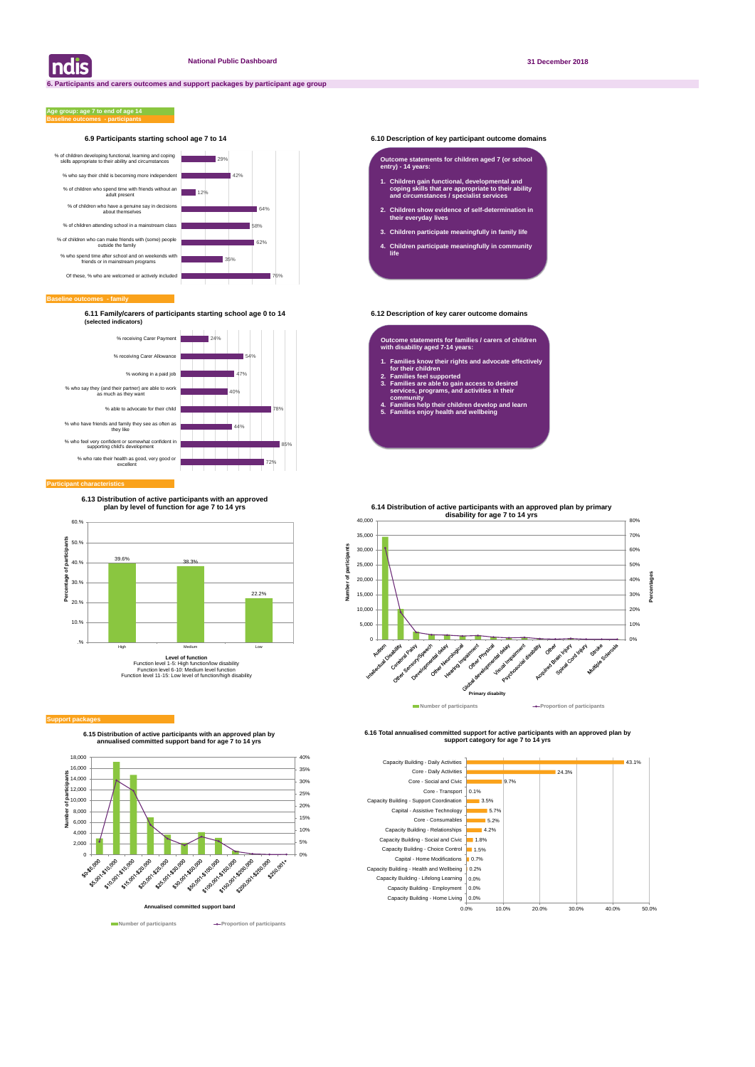# 6. Participants and carers outcomes and support packages by participant age group

**Age group: age 7 to end of age 14**

**Baseline outcomes - participants**

### 6.9 Participants starting school age 7 to 14

% of children developing functional, learning and coping skills appropriate to their ability and circumstances 29%
% who say their child is becoming more independent 42%
% of children who spend time with friends without an adult present 12%
% of children who have a genuine say in decisions about themselves 64%
% of children attending school in a mainstream class 58%
% of children who can make friends with (some) people outside the family 62%
% who spend time after school and on weekends with friends or in mainstream programs 35%
Of these, % who are welcomed or actively included 75%

### 6.10 Description of key participant outcome domains

**Outcome statements for children aged 7 (or school entry) - 14 years:**

1. **Children gain functional, developmental and coping skills that are appropriate to their ability and circumstances / specialist services**
2. **Children show evidence of self-determination in their everyday lives**
3. **Children participate meaningfully in family life**
4. **Children participate meaningfully in community life**

**Baseline outcomes - family**

### 6.11 Family/carers of participants starting school age 0 to 14 (selected indicators)

% receiving Carer Payment 24%
% receiving Carer Allowance 54%
% working in a paid job 47%
% who say they (and their partner) are able to work as much as they want 40%
% able to advocate for their child 78%
% who have friends and family they see as often as they like 44%
% who feel very confident or somewhat confident in supporting child's development 85%
% who rate their health as good, very good or excellent 72%

### 6.12 Description of key carer outcome domains

**Outcome statements for families / carers of children with disability aged 7-14 years:**

1. **Families know their rights and advocate effectively for their children**
2. **Families feel supported**
3. **Families are able to gain access to desired services, programs, and activities in their community**
4. **Families help their children develop and learn**
5. **Families enjoy health and wellbeing**

**Participant characteristics**

### 6.13 Distribution of active participants with an approved plan by level of function for age 7 to 14 yrs

Percentage of participants
60.0% 50.0% 40.0% 30.0% 20.0% 10.0% .%
High 39.6%
Medium 38.3%
Low 22.2%

Level of function
Function level 1-5: High function/low disability
Function level 6-10: Medium level function
Function level 11-15: Low level of function/high disability

### 6.14 Distribution of active participants with an approved plan by primary disability for age 7 to 14 yrs

Number of participants: 0 5,000 10,000 15,000 20,000 25,000 30,000 35,000 40,000
Percentages: 0% 10% 20% 30% 40% 50% 60% 70% 80%

Primary disability: Autism, Intellectual Disability, Cerebral Palsy, Other Sensory/Speech, Developmental delay, Other Neurological, Hearing Impairment, Other Physical, Global developmental delay, Visual Impairment, Psychosocial disability, Other, Acquired Brain Injury, Spinal Cord Injury, Stroke, Multiple Sclerosis

Number of participants — Proportion of participants

**Support packages**

### 6.15 Distribution of active participants with an approved plan by annualised committed support band for age 7 to 14 yrs

Number of participants: 0 2,000 4,000 6,000 8,000 10,000 12,000 14,000 16,000 18,000
Percentages: 0% 5% 10% 15% 20% 25% 30% 35% 40%

Annualised committed support band: $0-$5,000, $5,001-$10,000, $10,001-$15,000, $15,001-$20,000, $20,001-$25,000, $25,001-$30,000, $30,001-$50,000, $50,001-$100,000, $100,001-$150,000, $150,001-$200,000, $200,001-$250,000, $250,001+

Number of participants — Proportion of participants

### 6.16 Total annualised committed support for active participants with an approved plan by support category for age 7 to 14 yrs

Capacity Building - Daily Activities 43.1%
Core - Daily Activities 24.3%
Core - Social and Civic 9.7%
Core - Transport 0.1%
Capacity Building - Support Coordination 3.5%
Capital - Assistive Technology 5.7%
Core - Consumables 5.2%
Capacity Building - Relationships 4.2%
Capacity Building - Social and Civic 1.8%
Capacity Building - Choice Control 1.5%
Capital - Home Modifications 0.7%
Capacity Building - Health and Wellbeing 0.2%
Capacity Building - Lifelong Learning 0.0%
Capacity Building - Employment 0.0%
Capacity Building - Home Living 0.0%

0.0% 10.0% 20.0% 30.0% 40.0% 50.0%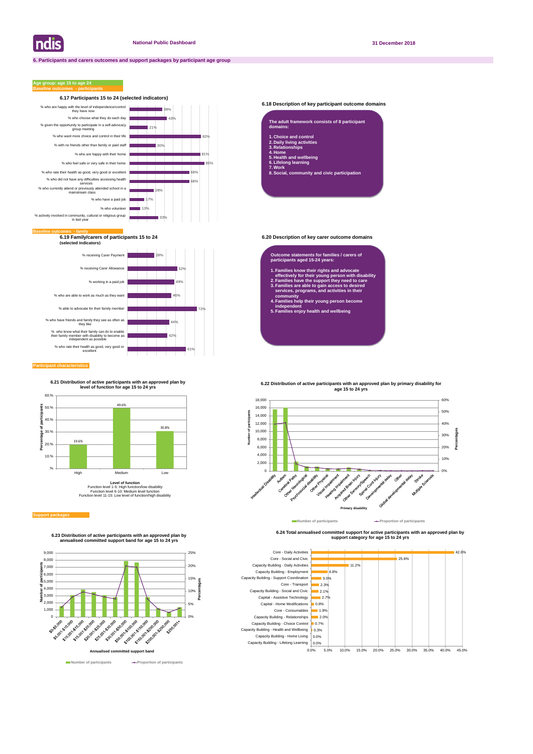National Public Dashboard

31 December 2018

## 6. Participants and carers outcomes and support packages by participant age group

**Age group: age 15 to age 24**

**Baseline outcomes - participants**

### 6.17 Participants 15 to 24 (selected indicators)

% who are happy with the level of independence/control they have now 38%
% who choose what they do each day 43%
% given the opportunity to participate in a self-advocacy group meeting 21%
% who want more choice and control in their life 82%
% with no friends other than family or paid staff 30%
% who are happy with their home 81%
% who feel safe or very safe in their home 85%
% who rate their health as good, very good or excellent 68%
% who did not have any difficulties accessing health services 68%
% who currently attend or previously attended school in a mainstream class 28%
% who have a paid job 17%
% who volunteer 13%
% actively involved in community, cultural or religious group in last year 33%

### 6.18 Description of key participant outcome domains

The adult framework consists of 8 participant domains:

1. Choice and control
2. Daily living activities
3. Relationships
4. Home
5. Health and wellbeing
6. Lifelong learning
7. Work
8. Social, community and civic participation

**Baseline outcomes - family**

### 6.19 Family/carers of participants 15 to 24 (selected indicators)

% receiving Carer Payment 28%
% receiving Carer Allowance 52%
% working in a paid job 49%
% who are able to work as much as they want 46%
% able to advocate for their family member 72%
% who have friends and family they see as often as they like 44%
% who know what their family can do to enable their family member with disability to become as independent as possible 42%
% who rate their health as good, very good or excellent 61%

### 6.20 Description of key carer outcome domains

Outcome statements for families / carers of participants aged 15-24 years:

1. Families know their rights and advocate effectively for their young person with disability
2. Families have the support they need to care
3. Families are able to gain access to desired services, programs, and activities in their community
4. Families help their young person become independent
5. Families enjoy health and wellbeing

**Participant characteristics**

### 6.21 Distribution of active participants with an approved plan by level of function for age 15 to 24 yrs

Percentage of participants
High 19.6%
Medium 49.6%
Low 30.8%

Level of function
Function level 1-5: High function/low disability
Function level 6-10: Medium level function
Function level 11-15: Low level of function/high disability

### 6.22 Distribution of active participants with an approved plan by primary disability for age 15 to 24 yrs

Number of participants / Percentages

Intellectual Disability, Autism, Cerebral Palsy, Other Neurological, Psychosocial disability, Other Physical, Visual Impairment, Hearing Impairment, Acquired Brain Injury, Other Sensory/Speech, Spinal Cord Injury, Developmental delay, Other, Global developmental delay, Stroke, Multiple Sclerosis

Primary disability

Number of participants — Proportion of participants

**Support packages**

### 6.23 Distribution of active participants with an approved plan by annualised committed support band for age 15 to 24 yrs

Number of participants / Percentages

$0-$5,000, $5,001-$10,000, $10,001-$15,000, $15,001-$20,000, $20,001-$25,000, $25,001-$30,000, $30,001-$50,000, $50,001-$100,000, $100,001-$150,000, $150,001-$200,000, $200,001-$250,000, $250,001+

Annualised committed support band

Number of participants — Proportion of participants

### 6.24 Total annualised committed support for active participants with an approved plan by support category for age 15 to 24 yrs

Core - Daily Activities 42.6%
Core - Social and Civic 25.6%
Capacity Building - Daily Activities 11.2%
Capacity Building - Employment 4.8%
Capacity Building - Support Coordination 3.0%
Core - Transport 2.3%
Capacity Building - Social and Civic 2.1%
Capital - Assistive Technology 2.7%
Capital - Home Modifications 0.8%
Core - Consumables 1.9%
Capacity Building - Relationships 2.0%
Capacity Building - Choice Control 0.7%
Capacity Building - Health and Wellbeing 0.3%
Capacity Building - Home Living 0.0%
Capacity Building - Lifelong Learning 0.0%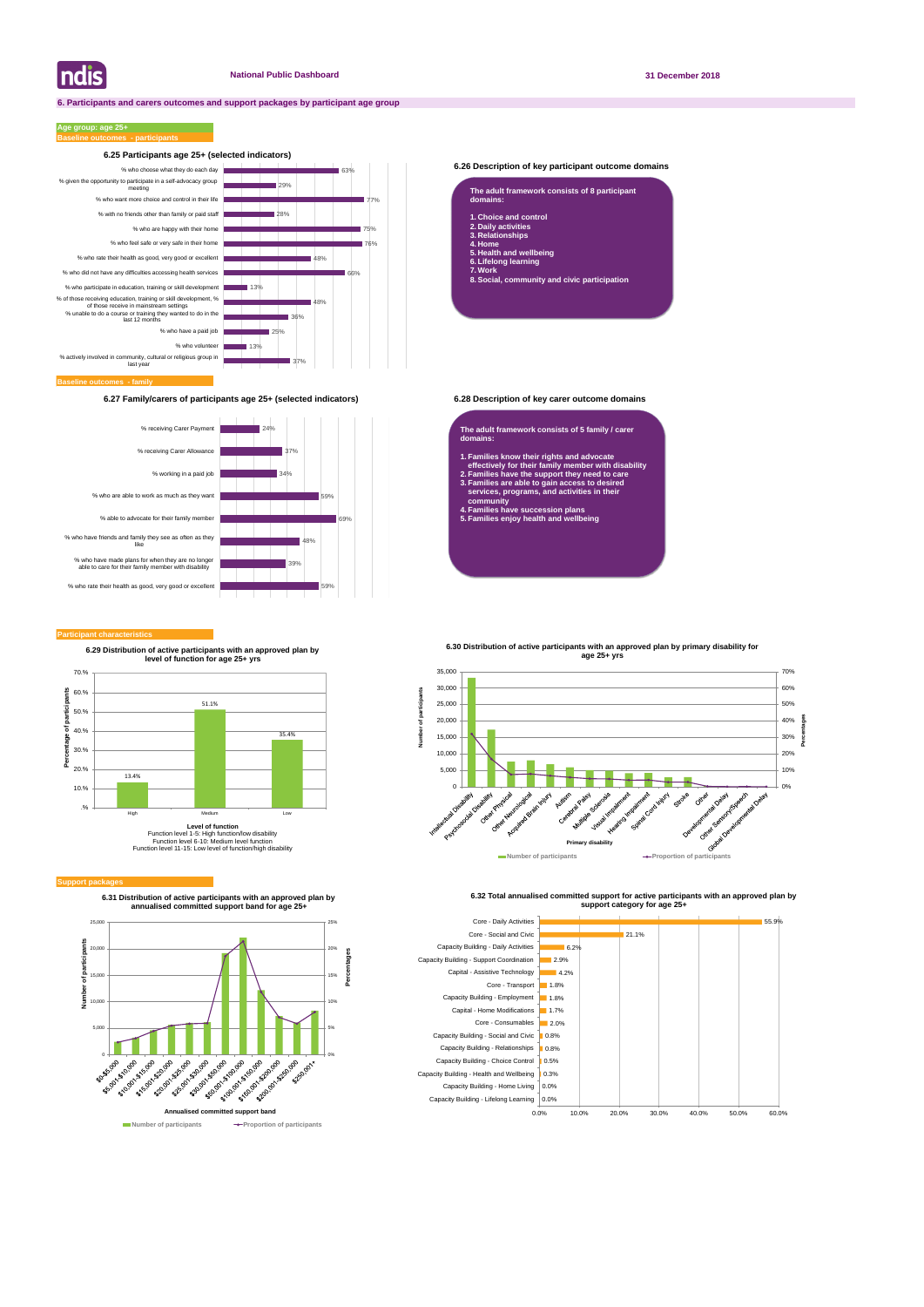**National Public Dashboard** **31 December 2018**

## 6. Participants and carers outcomes and support packages by participant age group

**Age group: age 25+**

**Baseline outcomes - participants**

### 6.25 Participants age 25+ (selected indicators)

% who choose what they do each day 63%
% given the opportunity to participate in a self-advocacy group meeting 29%
% who want more choice and control in their life 77%
% with no friends other than family or paid staff 28%
% who are happy with their home 75%
% who feel safe or very safe in their home 76%
% who rate their health as good, very good or excellent 48%
% who did not have any difficulties accessing health services 66%
% who participate in education, training or skill development 13%
% of those receiving education, training or skill development, % of those receive in mainstream settings 48%
% unable to do a course or training they wanted to do in the last 12 months 36%
% who have a paid job 25%
% who volunteer 13%
% actively involved in community, cultural or religious group in last year 37%

### 6.26 Description of key participant outcome domains

**The adult framework consists of 8 participant domains:**

1. Choice and control
2. Daily activities
3. Relationships
4. Home
5. Health and wellbeing
6. Lifelong learning
7. Work
8. Social, community and civic participation

**Baseline outcomes - family**

### 6.27 Family/carers of participants age 25+ (selected indicators)

% receiving Carer Payment 24%
% receiving Carer Allowance 37%
% working in a paid job 34%
% who are able to work as much as they want 59%
% able to advocate for their family member 69%
% who have friends and family they see as often as they like 48%
% who have made plans for when they are no longer able to care for their family member with disability 39%
% who rate their health as good, very good or excellent 59%

### 6.28 Description of key carer outcome domains

**The adult framework consists of 5 family / carer domains:**

1. Families know their rights and advocate effectively for their family member with disability
2. Families have the support they need to care
3. Families are able to gain access to desired services, programs, and activities in their community
4. Families have succession plans
5. Families enjoy health and wellbeing

**Participant characteristics**

### 6.29 Distribution of active participants with an approved plan by level of function for age 25+ yrs

Percentage of participants
70.% 60.% 50.% 40.% 30.% 20.% 10.% .%
High 13.4%
Medium 51.1%
Low 35.4%

Level of function
Function level 1-5: High function/low disability
Function level 6-10: Medium level function
Function level 11-15: Low level of function/high disability

### 6.30 Distribution of active participants with an approved plan by primary disability for age 25+ yrs

Number of participants: 0, 5,000, 10,000, 15,000, 20,000, 25,000, 30,000, 35,000
Percentages: 0%, 10%, 20%, 30%, 40%, 50%, 60%, 70%

Intellectual Disability, Psychosocial Disability, Other Physical, Other Neurological, Acquired Brain Injury, Autism, Cerebral Palsy, Multiple Sclerosis, Visual Impairment, Hearing Impairment, Spinal Cord Injury, Stroke, Other, Developmental Delay, Other Sensory/Speech, Global Developmental Delay

Primary disability

Number of participants — Proportion of participants

**Support packages**

### 6.31 Distribution of active participants with an approved plan by annualised committed support band for age 25+

Number of participants: 0, 5,000, 10,000, 15,000, 20,000, 25,000
Percentages: 0%, 5%, 10%, 15%, 20%, 25%

$0-$5,000, $5,001-$10,000, $10,001-$15,000, $15,001-$20,000, $20,001-$25,000, $25,001-$30,000, $30,001-$50,000, $50,001-$100,000, $100,001-$150,000, $150,001-$200,000, $200,001-$250,000, $250,001+

Annualised committed support band

Number of participants — Proportion of participants

### 6.32 Total annualised committed support for active participants with an approved plan by support category for age 25+

Core - Daily Activities 55.9%
Core - Social and Civic 21.1%
Capacity Building - Daily Activities 6.2%
Capacity Building - Support Coordination 2.9%
Capital - Assistive Technology 4.2%
Core - Transport 1.8%
Capacity Building - Employment 1.8%
Capital - Home Modifications 1.7%
Core - Consumables 2.0%
Capacity Building - Social and Civic 0.8%
Capacity Building - Relationships 0.8%
Capacity Building - Choice Control 0.5%
Capacity Building - Health and Wellbeing 0.3%
Capacity Building - Home Living 0.0%
Capacity Building - Lifelong Learning 0.0%

0.0% 10.0% 20.0% 30.0% 40.0% 50.0% 60.0%